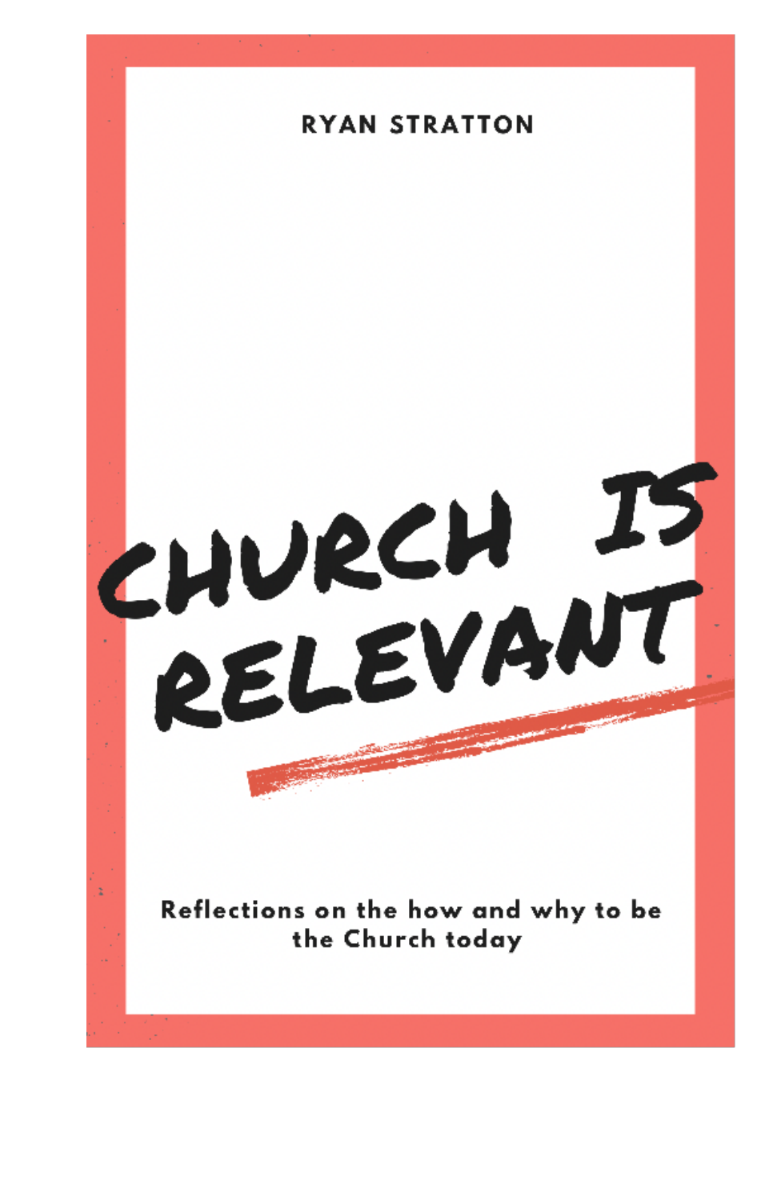RYAN STRATTON

# CHURCH IS RELEVANT

Reflections on the how and why to be the Church today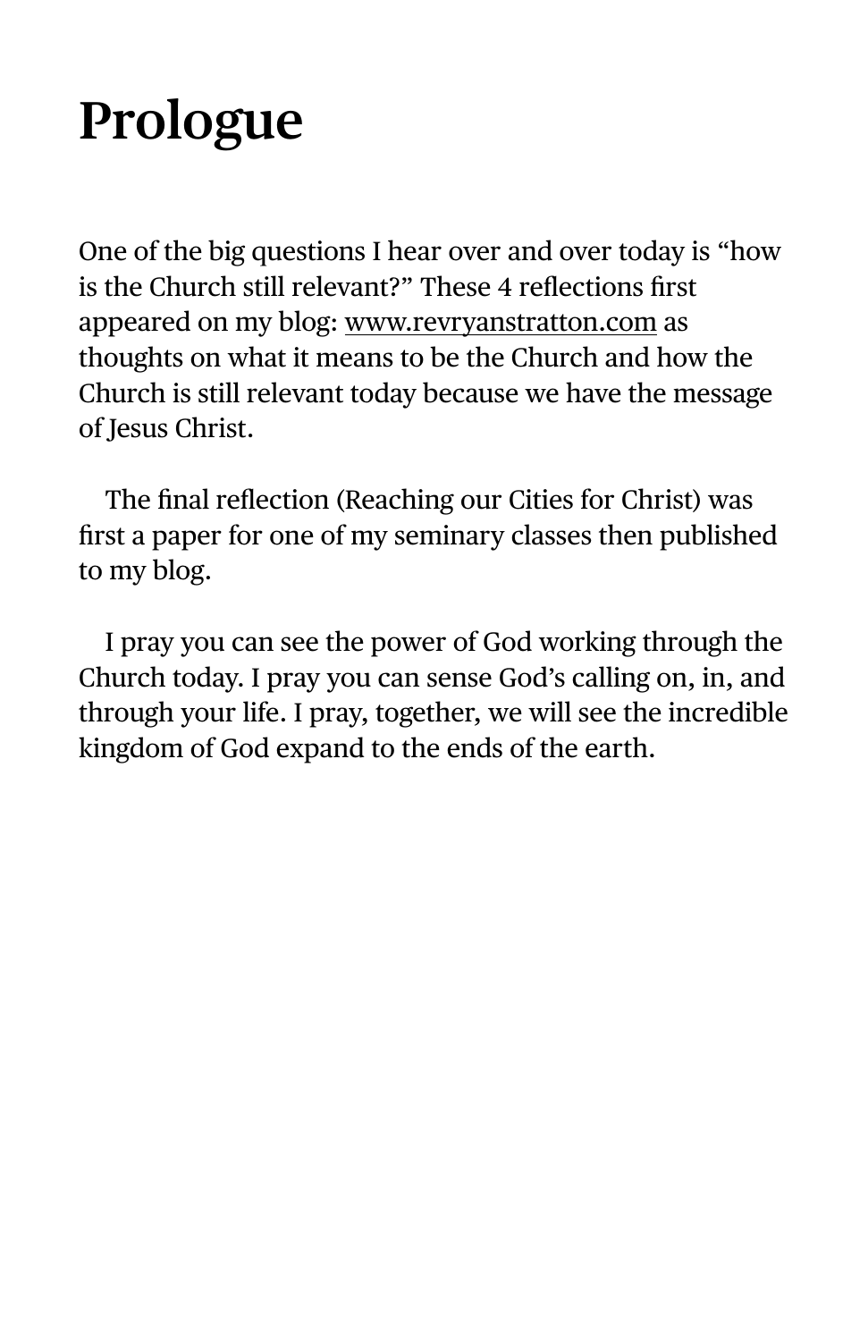# Prologue

One of the big questions I hear over and over today is "how is the Church still relevant?" These 4 reflections first appeared on my blog: www.revryanstratton.com as thoughts on what it means to be the Church and how the Church is still relevant today because we have the message of Jesus Christ.

The final reflection (Reaching our Cities for Christ) was first a paper for one of my seminary classes then published to my blog.

I pray you can see the power of God working through the Church today. I pray you can sense God's calling on, in, and through your life. I pray, together, we will see the incredible kingdom of God expand to the ends of the earth.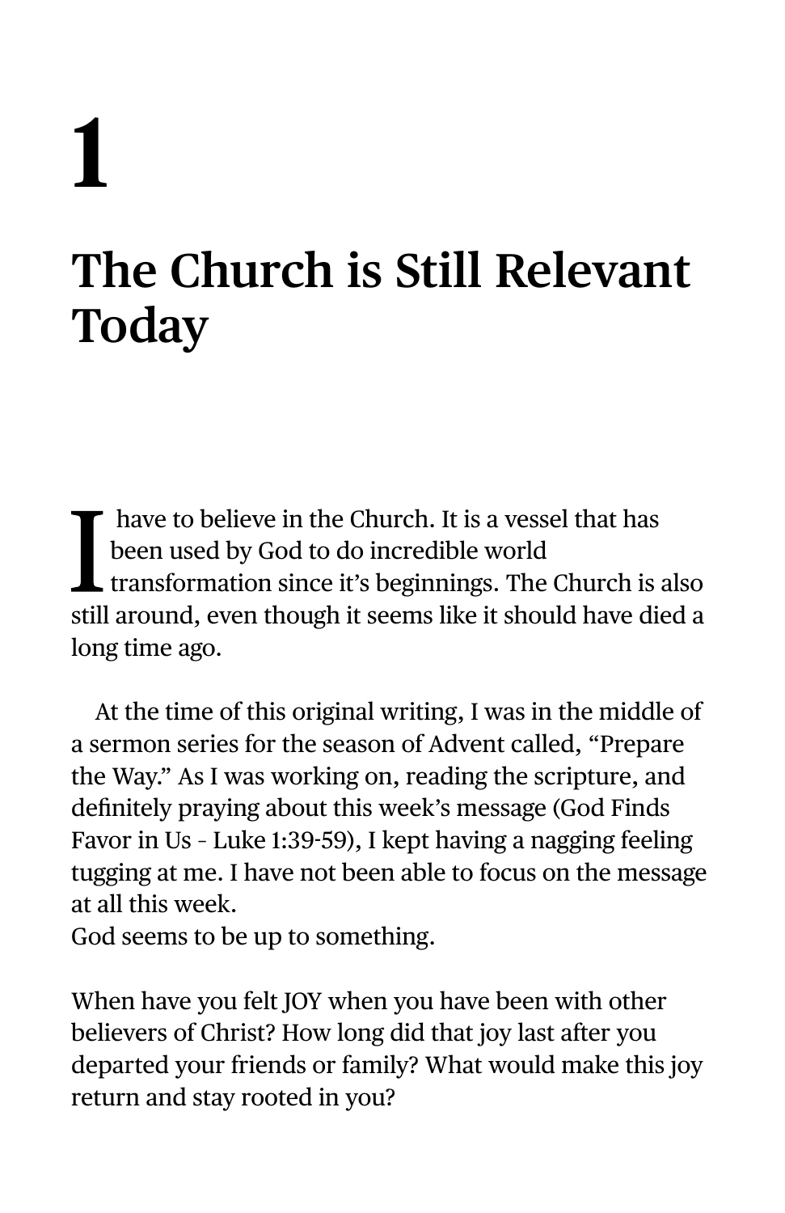# 1

# The Church is Still Relevant Today

I have to believe in the Church. It is a vessel that has been used by God to do incredible world transformation since it's beginnings. The Church is also still around, even though it seems like it should have died a long time ago.

At the time of this original writing, I was in the middle of a sermon series for the season of Advent called, "Prepare the Way." As I was working on, reading the scripture, and definitely praying about this week's message (God Finds Favor in Us - Luke 1:39-59), I kept having a nagging feeling tugging at me. I have not been able to focus on the message at all this week.
God seems to be up to something.

When have you felt JOY when you have been with other believers of Christ? How long did that joy last after you departed your friends or family? What would make this joy return and stay rooted in you?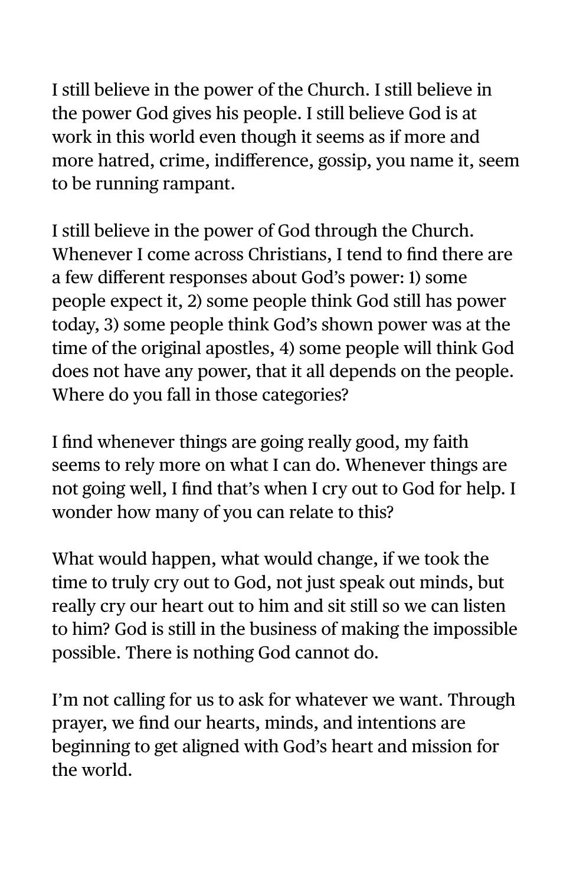I still believe in the power of the Church. I still believe in the power God gives his people. I still believe God is at work in this world even though it seems as if more and more hatred, crime, indifference, gossip, you name it, seem to be running rampant.

I still believe in the power of God through the Church. Whenever I come across Christians, I tend to find there are a few different responses about God's power: 1) some people expect it, 2) some people think God still has power today, 3) some people think God's shown power was at the time of the original apostles, 4) some people will think God does not have any power, that it all depends on the people. Where do you fall in those categories?

I find whenever things are going really good, my faith seems to rely more on what I can do. Whenever things are not going well, I find that's when I cry out to God for help. I wonder how many of you can relate to this?

What would happen, what would change, if we took the time to truly cry out to God, not just speak out minds, but really cry our heart out to him and sit still so we can listen to him? God is still in the business of making the impossible possible. There is nothing God cannot do.

I'm not calling for us to ask for whatever we want. Through prayer, we find our hearts, minds, and intentions are beginning to get aligned with God's heart and mission for the world.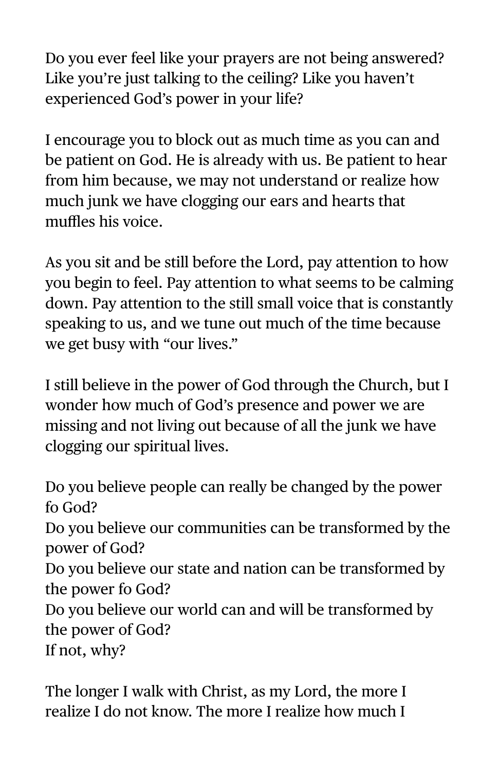Do you ever feel like your prayers are not being answered? Like you're just talking to the ceiling? Like you haven't experienced God's power in your life?

I encourage you to block out as much time as you can and be patient on God. He is already with us. Be patient to hear from him because, we may not understand or realize how much junk we have clogging our ears and hearts that muffles his voice.

As you sit and be still before the Lord, pay attention to how you begin to feel. Pay attention to what seems to be calming down. Pay attention to the still small voice that is constantly speaking to us, and we tune out much of the time because we get busy with "our lives."

I still believe in the power of God through the Church, but I wonder how much of God's presence and power we are missing and not living out because of all the junk we have clogging our spiritual lives.

Do you believe people can really be changed by the power fo God?
Do you believe our communities can be transformed by the power of God?
Do you believe our state and nation can be transformed by the power fo God?
Do you believe our world can and will be transformed by the power of God?
If not, why?

The longer I walk with Christ, as my Lord, the more I realize I do not know. The more I realize how much I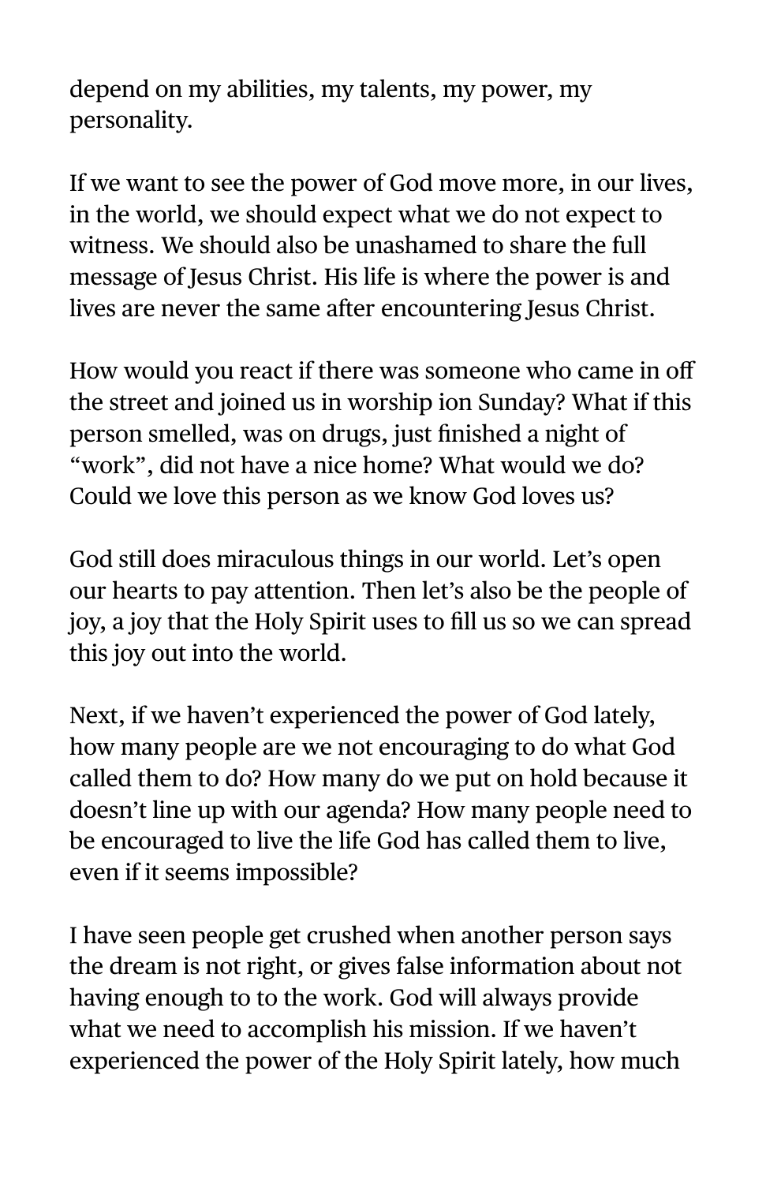depend on my abilities, my talents, my power, my personality.

If we want to see the power of God move more, in our lives, in the world, we should expect what we do not expect to witness. We should also be unashamed to share the full message of Jesus Christ. His life is where the power is and lives are never the same after encountering Jesus Christ.

How would you react if there was someone who came in off the street and joined us in worship ion Sunday? What if this person smelled, was on drugs, just finished a night of "work", did not have a nice home? What would we do? Could we love this person as we know God loves us?

God still does miraculous things in our world. Let's open our hearts to pay attention. Then let's also be the people of joy, a joy that the Holy Spirit uses to fill us so we can spread this joy out into the world.

Next, if we haven't experienced the power of God lately, how many people are we not encouraging to do what God called them to do? How many do we put on hold because it doesn't line up with our agenda? How many people need to be encouraged to live the life God has called them to live, even if it seems impossible?

I have seen people get crushed when another person says the dream is not right, or gives false information about not having enough to to the work. God will always provide what we need to accomplish his mission. If we haven't experienced the power of the Holy Spirit lately, how much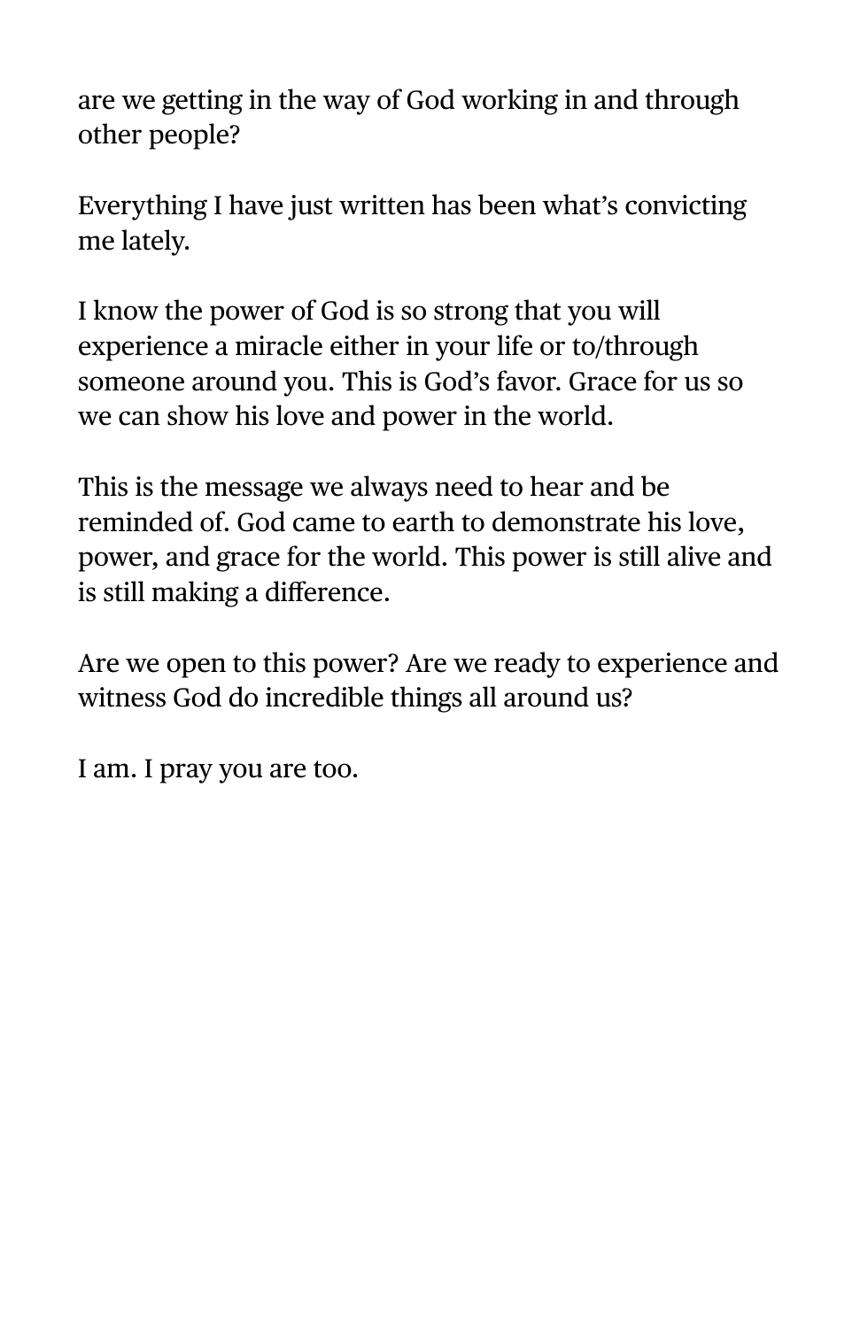are we getting in the way of God working in and through other people?

Everything I have just written has been what's convicting me lately.

I know the power of God is so strong that you will experience a miracle either in your life or to/through someone around you. This is God's favor. Grace for us so we can show his love and power in the world.

This is the message we always need to hear and be reminded of. God came to earth to demonstrate his love, power, and grace for the world. This power is still alive and is still making a difference.

Are we open to this power? Are we ready to experience and witness God do incredible things all around us?

I am. I pray you are too.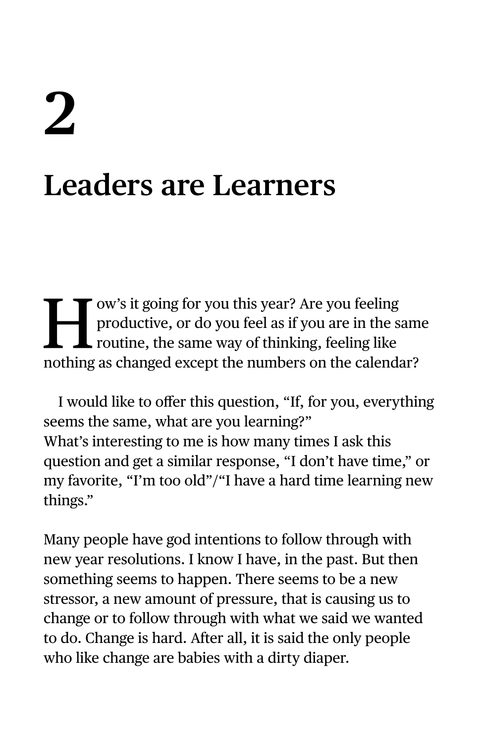# 2

# Leaders are Learners

How's it going for you this year? Are you feeling productive, or do you feel as if you are in the same routine, the same way of thinking, feeling like nothing as changed except the numbers on the calendar?

I would like to offer this question, "If, for you, everything seems the same, what are you learning?"
What's interesting to me is how many times I ask this question and get a similar response, "I don't have time," or my favorite, "I'm too old"/"I have a hard time learning new things."

Many people have god intentions to follow through with new year resolutions. I know I have, in the past. But then something seems to happen. There seems to be a new stressor, a new amount of pressure, that is causing us to change or to follow through with what we said we wanted to do. Change is hard. After all, it is said the only people who like change are babies with a dirty diaper.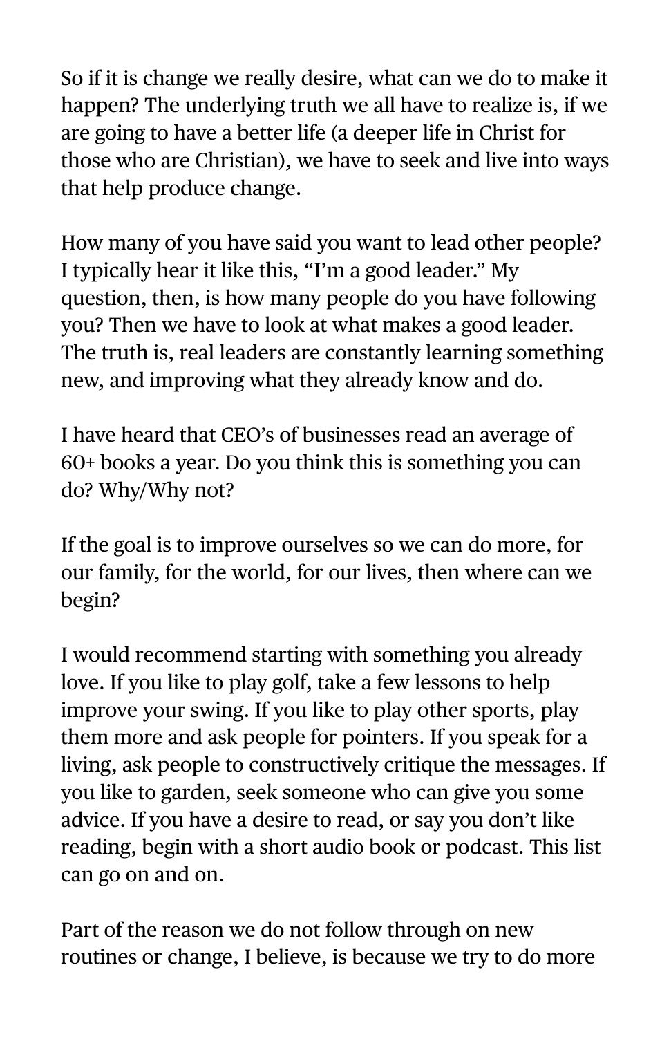So if it is change we really desire, what can we do to make it happen? The underlying truth we all have to realize is, if we are going to have a better life (a deeper life in Christ for those who are Christian), we have to seek and live into ways that help produce change.

How many of you have said you want to lead other people? I typically hear it like this, "I'm a good leader." My question, then, is how many people do you have following you? Then we have to look at what makes a good leader. The truth is, real leaders are constantly learning something new, and improving what they already know and do.

I have heard that CEO's of businesses read an average of 60+ books a year. Do you think this is something you can do? Why/Why not?

If the goal is to improve ourselves so we can do more, for our family, for the world, for our lives, then where can we begin?

I would recommend starting with something you already love. If you like to play golf, take a few lessons to help improve your swing. If you like to play other sports, play them more and ask people for pointers. If you speak for a living, ask people to constructively critique the messages. If you like to garden, seek someone who can give you some advice. If you have a desire to read, or say you don't like reading, begin with a short audio book or podcast. This list can go on and on.

Part of the reason we do not follow through on new routines or change, I believe, is because we try to do more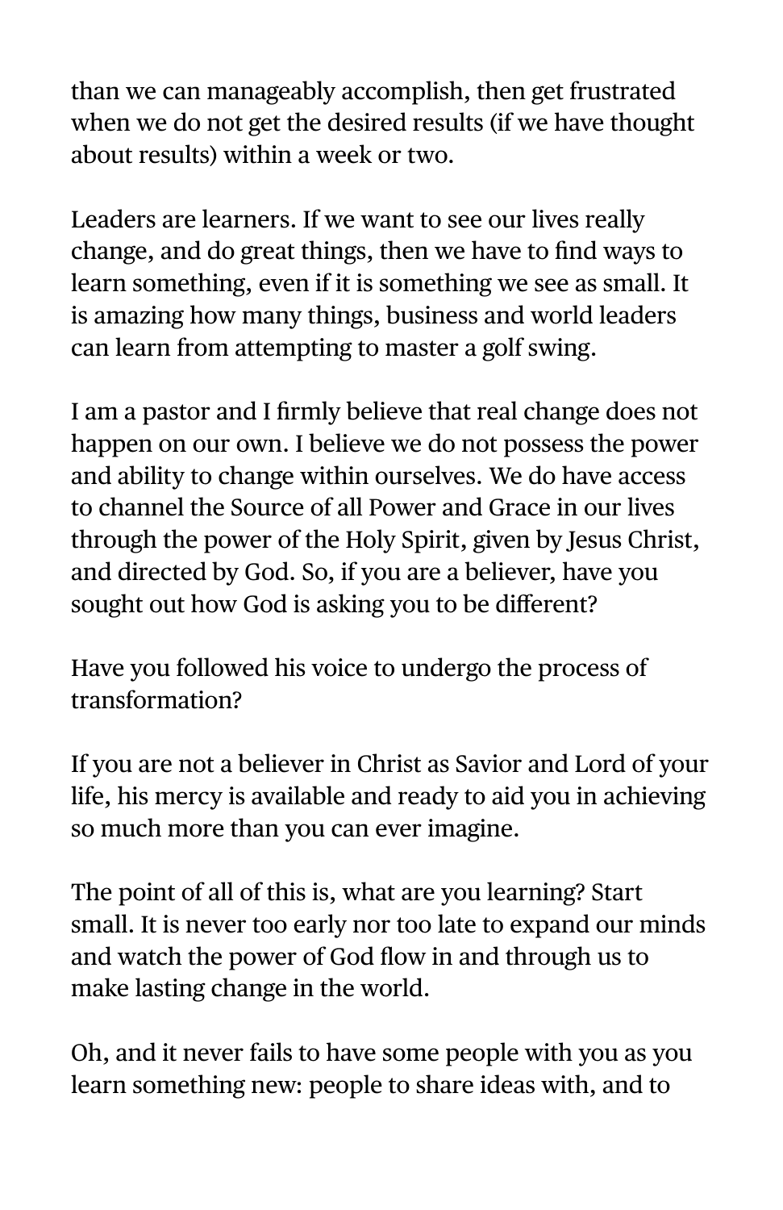than we can manageably accomplish, then get frustrated when we do not get the desired results (if we have thought about results) within a week or two.

Leaders are learners. If we want to see our lives really change, and do great things, then we have to find ways to learn something, even if it is something we see as small. It is amazing how many things, business and world leaders can learn from attempting to master a golf swing.

I am a pastor and I firmly believe that real change does not happen on our own. I believe we do not possess the power and ability to change within ourselves. We do have access to channel the Source of all Power and Grace in our lives through the power of the Holy Spirit, given by Jesus Christ, and directed by God. So, if you are a believer, have you sought out how God is asking you to be different?

Have you followed his voice to undergo the process of transformation?

If you are not a believer in Christ as Savior and Lord of your life, his mercy is available and ready to aid you in achieving so much more than you can ever imagine.

The point of all of this is, what are you learning? Start small. It is never too early nor too late to expand our minds and watch the power of God flow in and through us to make lasting change in the world.

Oh, and it never fails to have some people with you as you learn something new: people to share ideas with, and to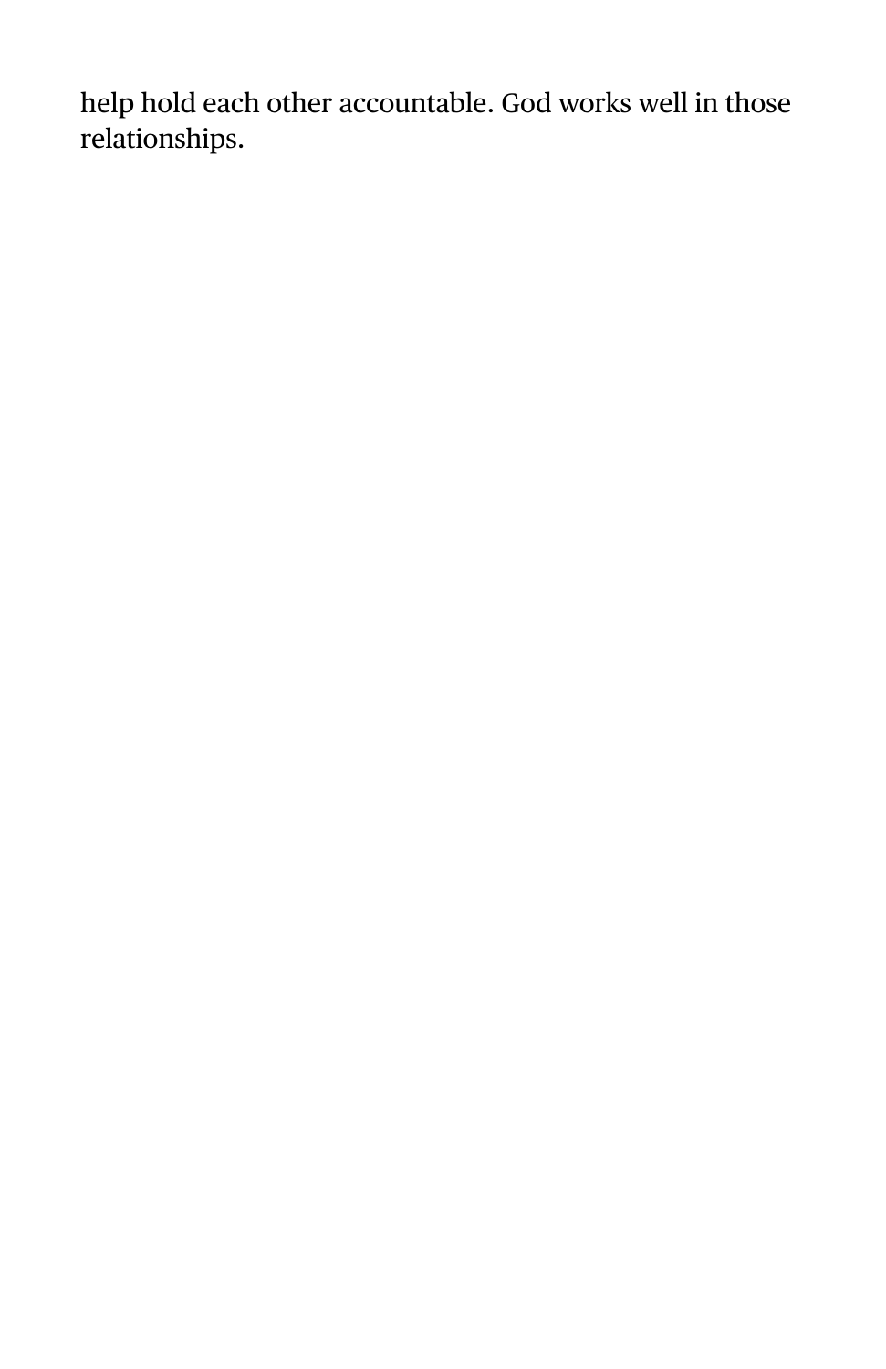help hold each other accountable. God works well in those relationships.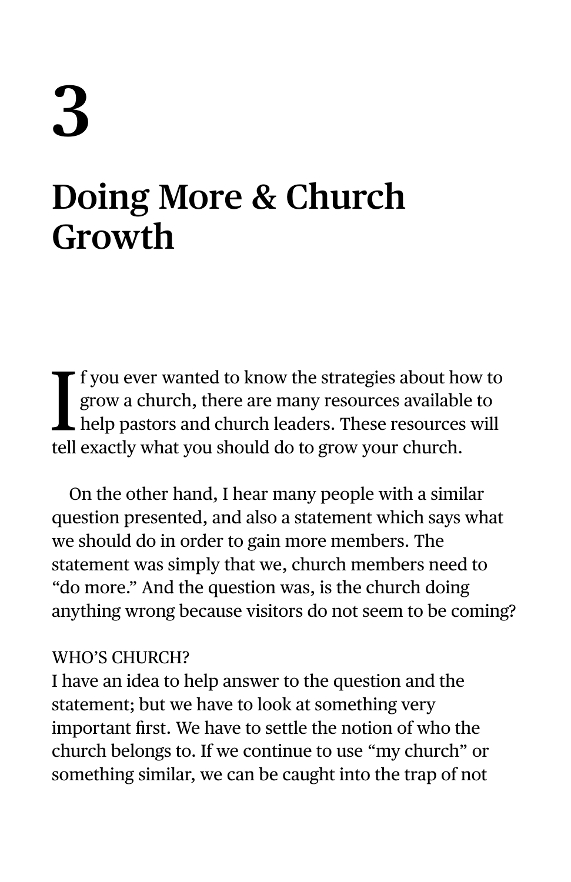# 3

# Doing More & Church Growth

If you ever wanted to know the strategies about how to grow a church, there are many resources available to help pastors and church leaders. These resources will tell exactly what you should do to grow your church.

On the other hand, I hear many people with a similar question presented, and also a statement which says what we should do in order to gain more members. The statement was simply that we, church members need to "do more." And the question was, is the church doing anything wrong because visitors do not seem to be coming?

WHO'S CHURCH?

I have an idea to help answer to the question and the statement; but we have to look at something very important first. We have to settle the notion of who the church belongs to. If we continue to use "my church" or something similar, we can be caught into the trap of not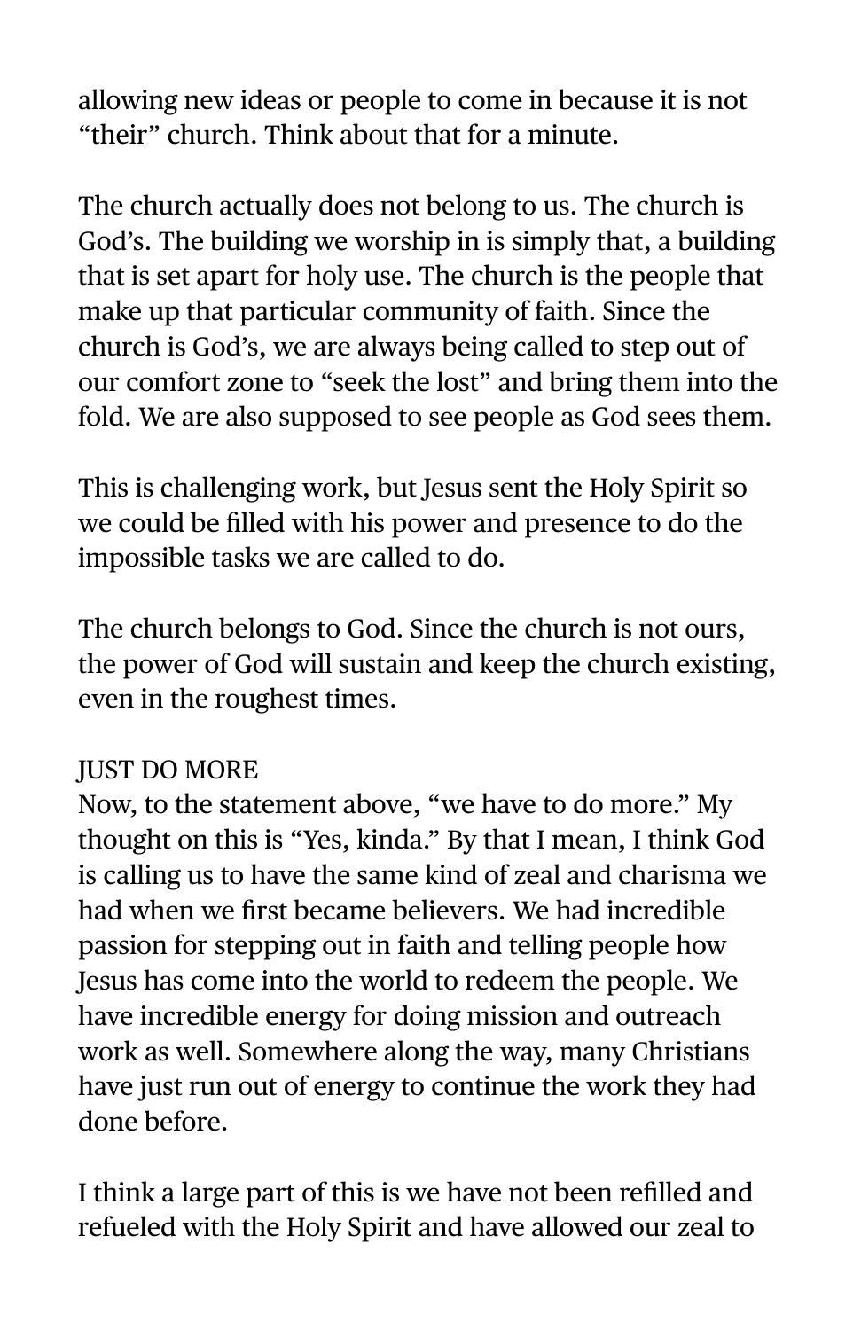allowing new ideas or people to come in because it is not "their" church. Think about that for a minute.

The church actually does not belong to us. The church is God's. The building we worship in is simply that, a building that is set apart for holy use. The church is the people that make up that particular community of faith. Since the church is God's, we are always being called to step out of our comfort zone to "seek the lost" and bring them into the fold. We are also supposed to see people as God sees them.

This is challenging work, but Jesus sent the Holy Spirit so we could be filled with his power and presence to do the impossible tasks we are called to do.

The church belongs to God. Since the church is not ours, the power of God will sustain and keep the church existing, even in the roughest times.

## JUST DO MORE

Now, to the statement above, "we have to do more." My thought on this is "Yes, kinda." By that I mean, I think God is calling us to have the same kind of zeal and charisma we had when we first became believers. We had incredible passion for stepping out in faith and telling people how Jesus has come into the world to redeem the people. We have incredible energy for doing mission and outreach work as well. Somewhere along the way, many Christians have just run out of energy to continue the work they had done before.

I think a large part of this is we have not been refilled and refueled with the Holy Spirit and have allowed our zeal to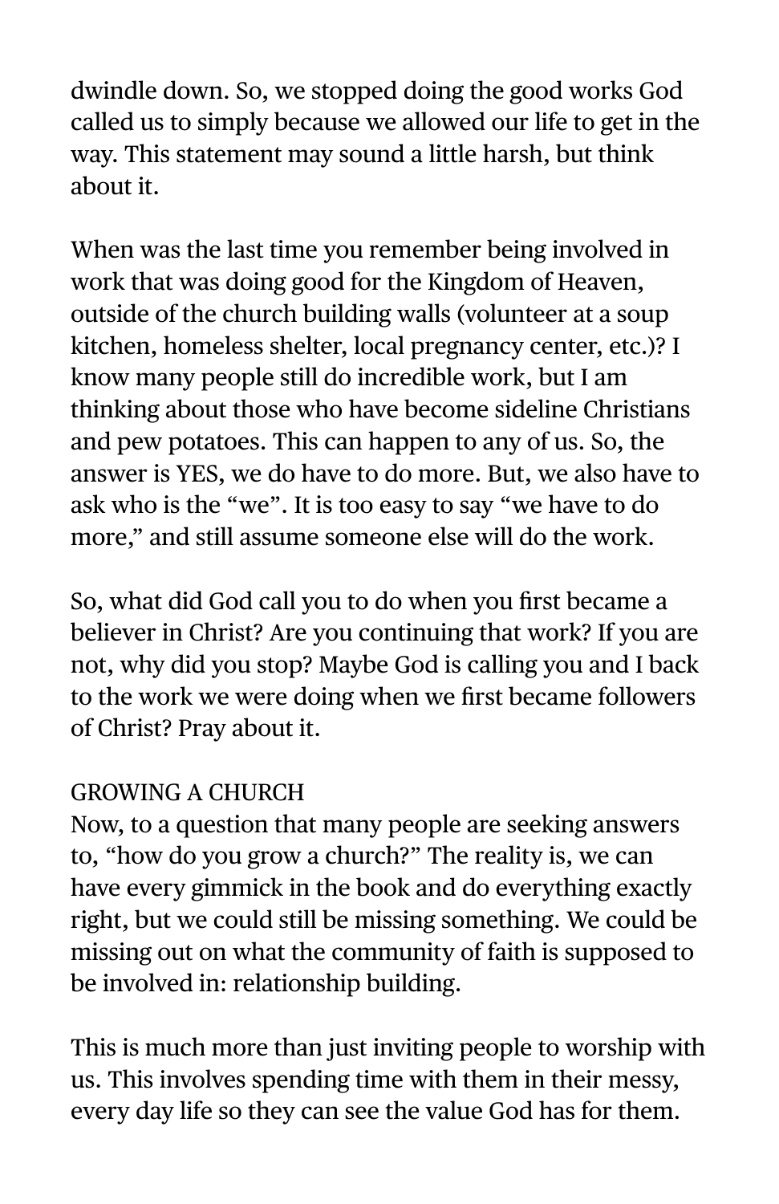dwindle down. So, we stopped doing the good works God called us to simply because we allowed our life to get in the way. This statement may sound a little harsh, but think about it.

When was the last time you remember being involved in work that was doing good for the Kingdom of Heaven, outside of the church building walls (volunteer at a soup kitchen, homeless shelter, local pregnancy center, etc.)? I know many people still do incredible work, but I am thinking about those who have become sideline Christians and pew potatoes. This can happen to any of us. So, the answer is YES, we do have to do more. But, we also have to ask who is the "we". It is too easy to say "we have to do more," and still assume someone else will do the work.

So, what did God call you to do when you first became a believer in Christ? Are you continuing that work? If you are not, why did you stop? Maybe God is calling you and I back to the work we were doing when we first became followers of Christ? Pray about it.

## GROWING A CHURCH

Now, to a question that many people are seeking answers to, "how do you grow a church?" The reality is, we can have every gimmick in the book and do everything exactly right, but we could still be missing something. We could be missing out on what the community of faith is supposed to be involved in: relationship building.

This is much more than just inviting people to worship with us. This involves spending time with them in their messy, every day life so they can see the value God has for them.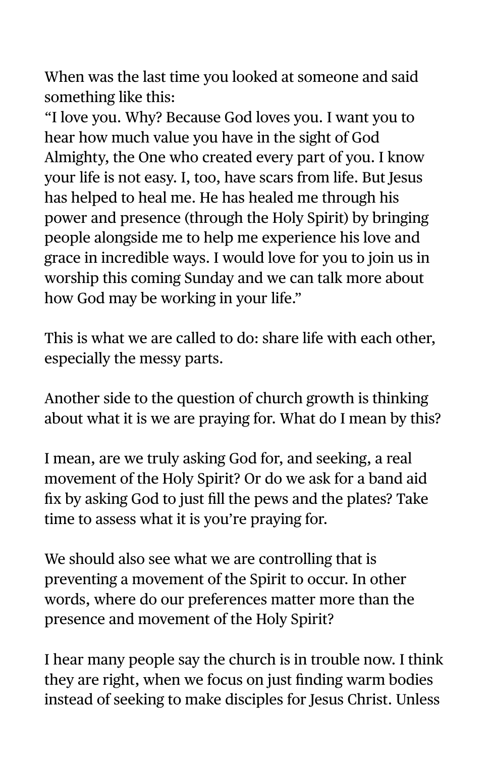When was the last time you looked at someone and said something like this:
"I love you. Why? Because God loves you. I want you to hear how much value you have in the sight of God Almighty, the One who created every part of you. I know your life is not easy. I, too, have scars from life. But Jesus has helped to heal me. He has healed me through his power and presence (through the Holy Spirit) by bringing people alongside me to help me experience his love and grace in incredible ways. I would love for you to join us in worship this coming Sunday and we can talk more about how God may be working in your life."

This is what we are called to do: share life with each other, especially the messy parts.

Another side to the question of church growth is thinking about what it is we are praying for. What do I mean by this?

I mean, are we truly asking God for, and seeking, a real movement of the Holy Spirit? Or do we ask for a band aid fix by asking God to just fill the pews and the plates? Take time to assess what it is you're praying for.

We should also see what we are controlling that is preventing a movement of the Spirit to occur. In other words, where do our preferences matter more than the presence and movement of the Holy Spirit?

I hear many people say the church is in trouble now. I think they are right, when we focus on just finding warm bodies instead of seeking to make disciples for Jesus Christ. Unless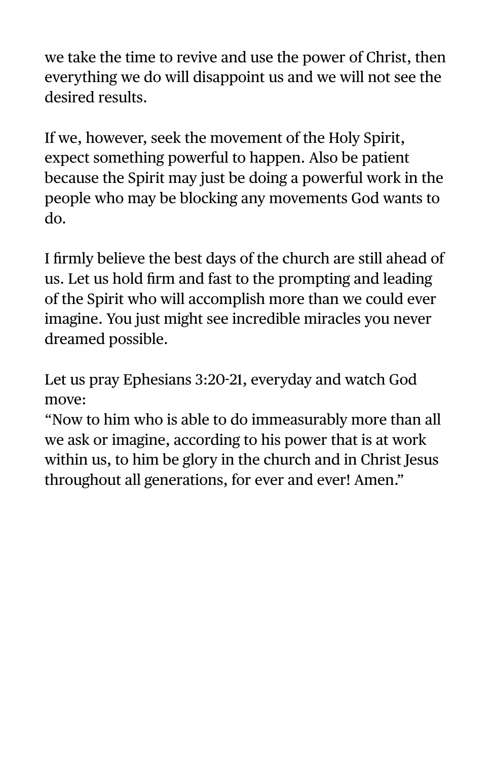we take the time to revive and use the power of Christ, then everything we do will disappoint us and we will not see the desired results.

If we, however, seek the movement of the Holy Spirit, expect something powerful to happen. Also be patient because the Spirit may just be doing a powerful work in the people who may be blocking any movements God wants to do.

I firmly believe the best days of the church are still ahead of us. Let us hold firm and fast to the prompting and leading of the Spirit who will accomplish more than we could ever imagine. You just might see incredible miracles you never dreamed possible.

Let us pray Ephesians 3:20-21, everyday and watch God move:
"Now to him who is able to do immeasurably more than all we ask or imagine, according to his power that is at work within us, to him be glory in the church and in Christ Jesus throughout all generations, for ever and ever! Amen."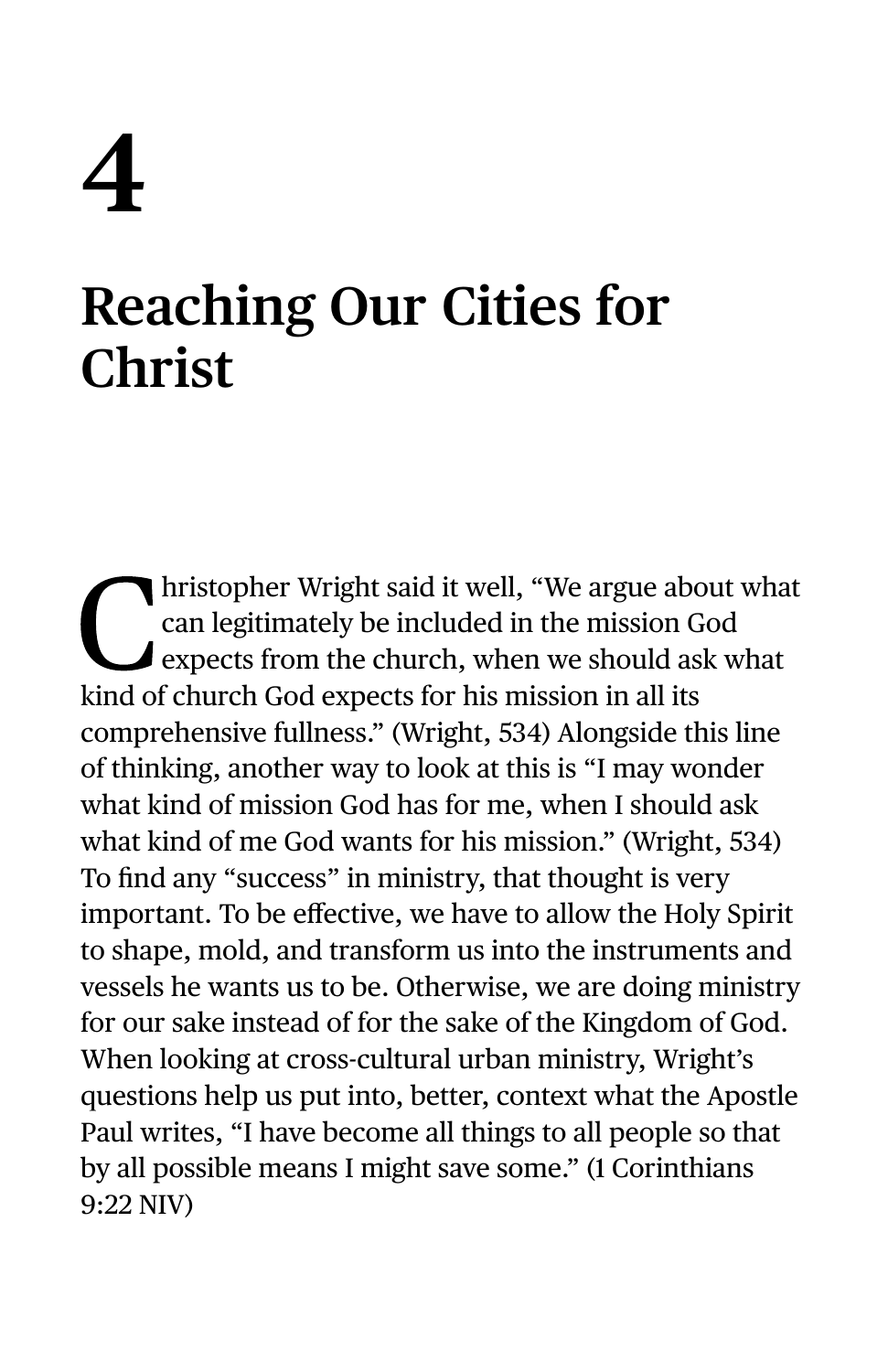# 4

# Reaching Our Cities for Christ

Christopher Wright said it well, "We argue about what can legitimately be included in the mission God expects from the church, when we should ask what kind of church God expects for his mission in all its comprehensive fullness." (Wright, 534) Alongside this line of thinking, another way to look at this is "I may wonder what kind of mission God has for me, when I should ask what kind of me God wants for his mission." (Wright, 534) To find any "success" in ministry, that thought is very important. To be effective, we have to allow the Holy Spirit to shape, mold, and transform us into the instruments and vessels he wants us to be. Otherwise, we are doing ministry for our sake instead of for the sake of the Kingdom of God. When looking at cross-cultural urban ministry, Wright's questions help us put into, better, context what the Apostle Paul writes, "I have become all things to all people so that by all possible means I might save some." (1 Corinthians 9:22 NIV)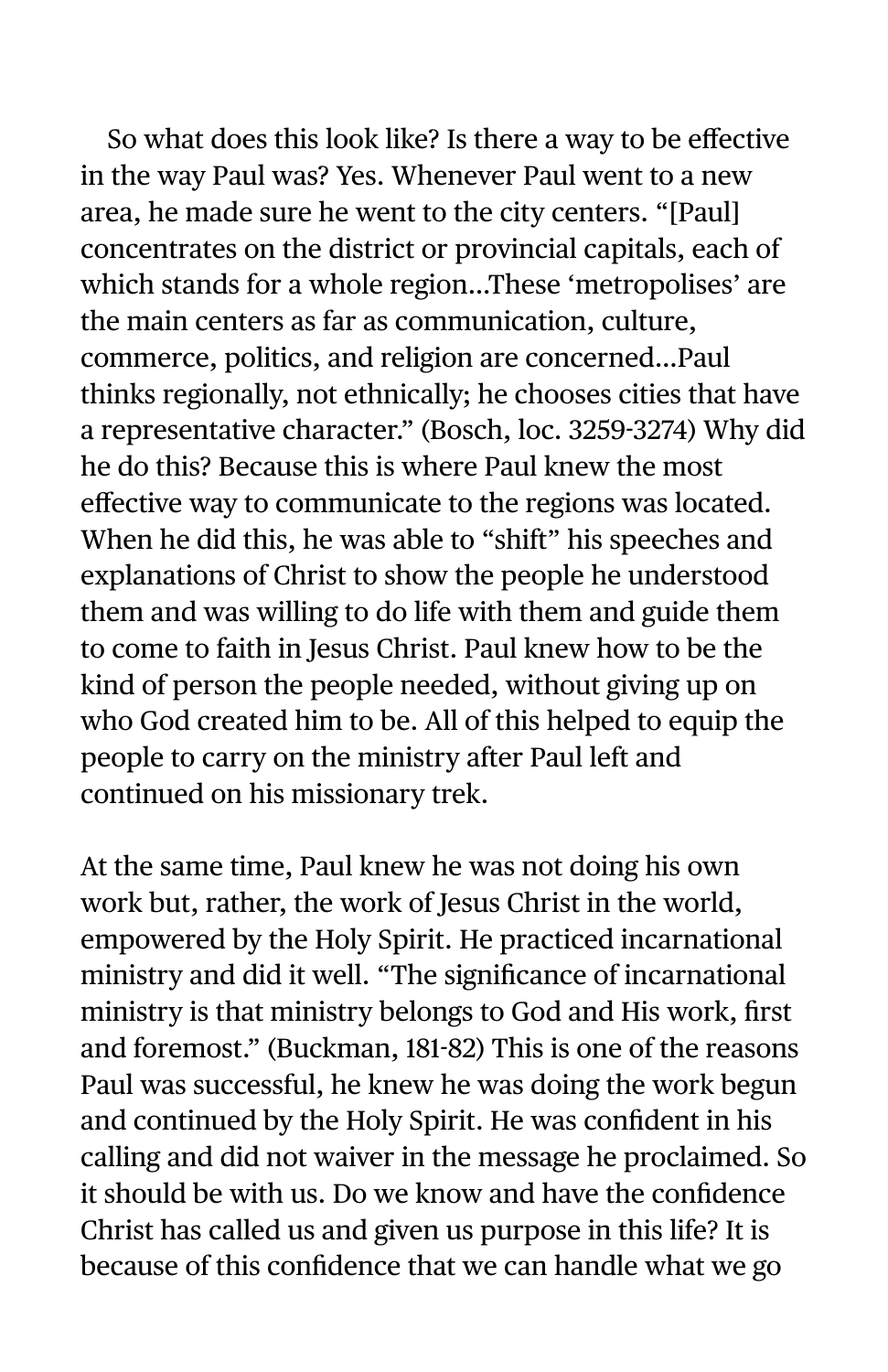So what does this look like? Is there a way to be effective in the way Paul was? Yes. Whenever Paul went to a new area, he made sure he went to the city centers. "[Paul] concentrates on the district or provincial capitals, each of which stands for a whole region…These 'metropolises' are the main centers as far as communication, culture, commerce, politics, and religion are concerned…Paul thinks regionally, not ethnically; he chooses cities that have a representative character." (Bosch, loc. 3259-3274) Why did he do this? Because this is where Paul knew the most effective way to communicate to the regions was located. When he did this, he was able to "shift" his speeches and explanations of Christ to show the people he understood them and was willing to do life with them and guide them to come to faith in Jesus Christ. Paul knew how to be the kind of person the people needed, without giving up on who God created him to be. All of this helped to equip the people to carry on the ministry after Paul left and continued on his missionary trek.

At the same time, Paul knew he was not doing his own work but, rather, the work of Jesus Christ in the world, empowered by the Holy Spirit. He practiced incarnational ministry and did it well. "The significance of incarnational ministry is that ministry belongs to God and His work, first and foremost." (Buckman, 181-82) This is one of the reasons Paul was successful, he knew he was doing the work begun and continued by the Holy Spirit. He was confident in his calling and did not waiver in the message he proclaimed. So it should be with us. Do we know and have the confidence Christ has called us and given us purpose in this life? It is because of this confidence that we can handle what we go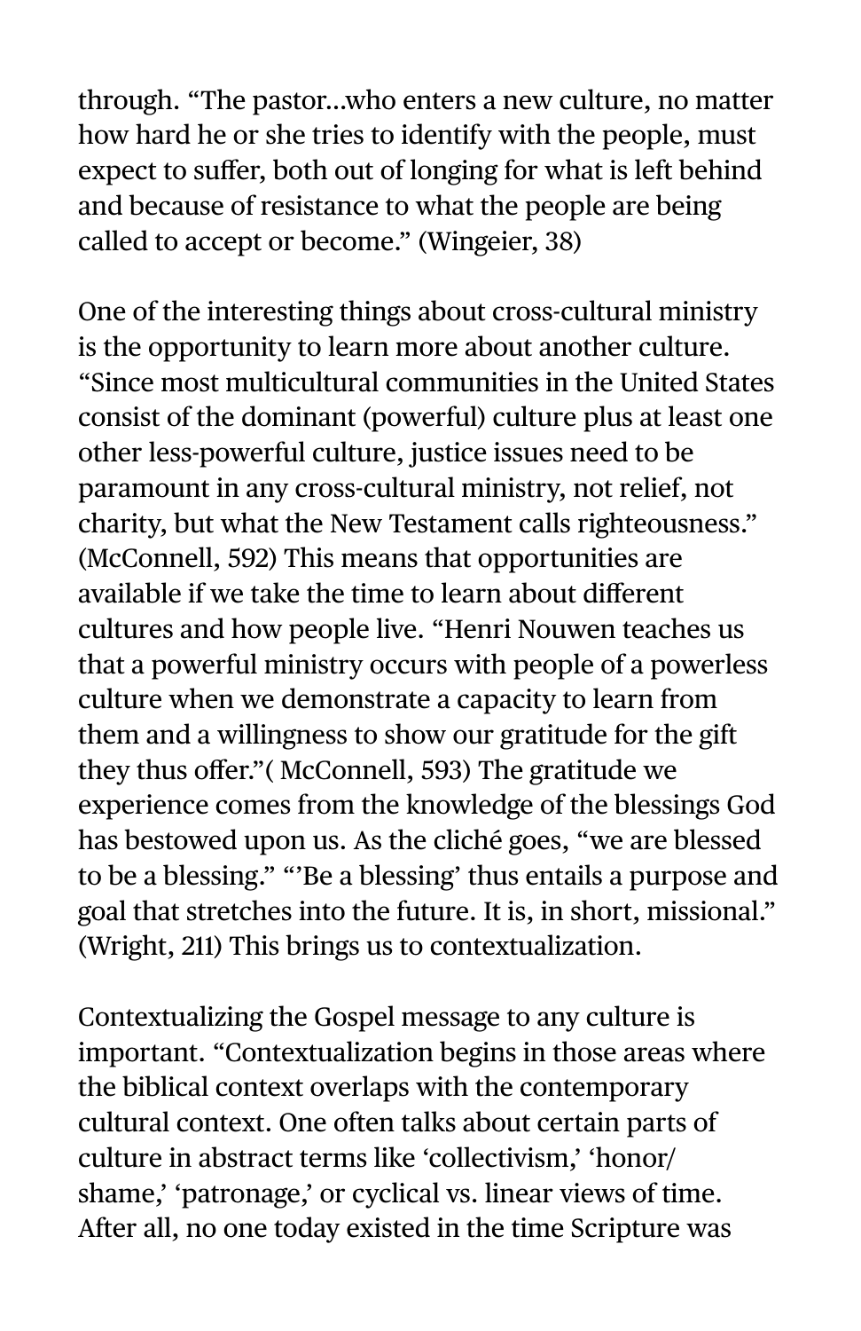through. "The pastor…who enters a new culture, no matter how hard he or she tries to identify with the people, must expect to suffer, both out of longing for what is left behind and because of resistance to what the people are being called to accept or become." (Wingeier, 38)

One of the interesting things about cross-cultural ministry is the opportunity to learn more about another culture. "Since most multicultural communities in the United States consist of the dominant (powerful) culture plus at least one other less-powerful culture, justice issues need to be paramount in any cross-cultural ministry, not relief, not charity, but what the New Testament calls righteousness." (McConnell, 592) This means that opportunities are available if we take the time to learn about different cultures and how people live. "Henri Nouwen teaches us that a powerful ministry occurs with people of a powerless culture when we demonstrate a capacity to learn from them and a willingness to show our gratitude for the gift they thus offer."( McConnell, 593) The gratitude we experience comes from the knowledge of the blessings God has bestowed upon us. As the cliché goes, "we are blessed to be a blessing." "'Be a blessing' thus entails a purpose and goal that stretches into the future. It is, in short, missional." (Wright, 211) This brings us to contextualization.

Contextualizing the Gospel message to any culture is important. "Contextualization begins in those areas where the biblical context overlaps with the contemporary cultural context. One often talks about certain parts of culture in abstract terms like 'collectivism,' 'honor/shame,' 'patronage,' or cyclical vs. linear views of time. After all, no one today existed in the time Scripture was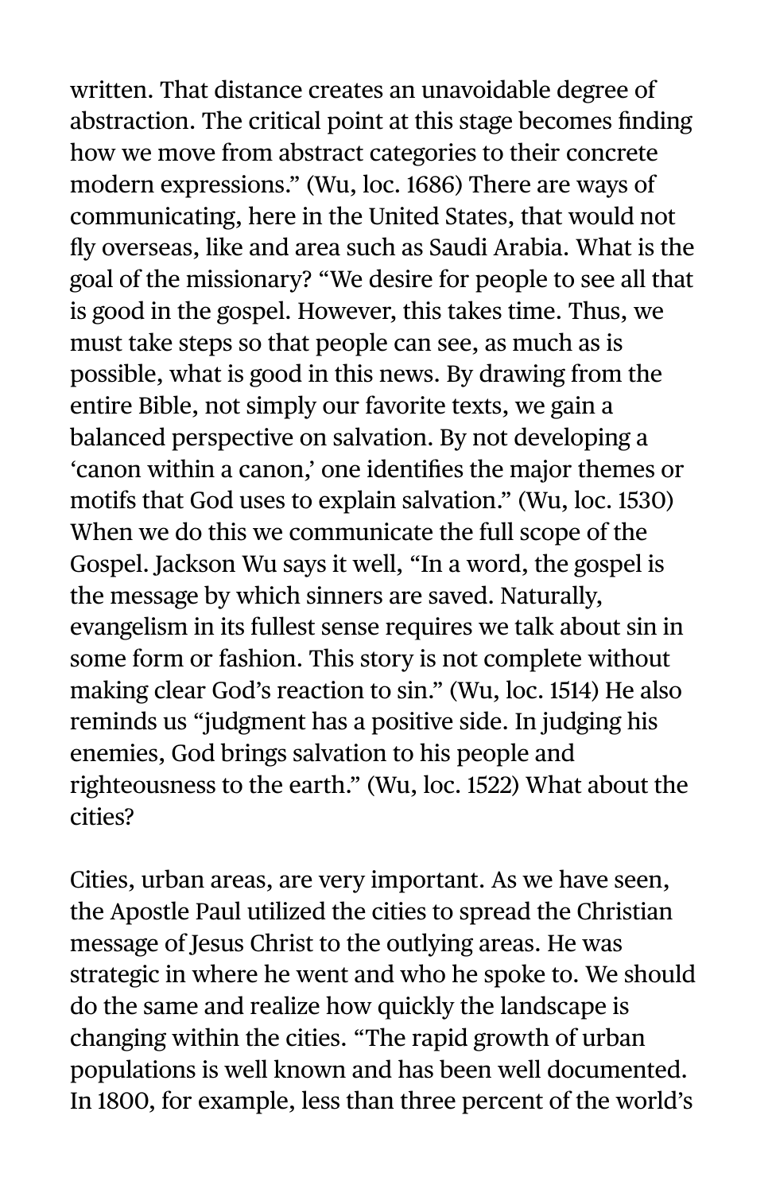written. That distance creates an unavoidable degree of abstraction. The critical point at this stage becomes finding how we move from abstract categories to their concrete modern expressions." (Wu, loc. 1686) There are ways of communicating, here in the United States, that would not fly overseas, like and area such as Saudi Arabia. What is the goal of the missionary? "We desire for people to see all that is good in the gospel. However, this takes time. Thus, we must take steps so that people can see, as much as is possible, what is good in this news. By drawing from the entire Bible, not simply our favorite texts, we gain a balanced perspective on salvation. By not developing a 'canon within a canon,' one identifies the major themes or motifs that God uses to explain salvation." (Wu, loc. 1530) When we do this we communicate the full scope of the Gospel. Jackson Wu says it well, "In a word, the gospel is the message by which sinners are saved. Naturally, evangelism in its fullest sense requires we talk about sin in some form or fashion. This story is not complete without making clear God's reaction to sin." (Wu, loc. 1514) He also reminds us "judgment has a positive side. In judging his enemies, God brings salvation to his people and righteousness to the earth." (Wu, loc. 1522) What about the cities?

Cities, urban areas, are very important. As we have seen, the Apostle Paul utilized the cities to spread the Christian message of Jesus Christ to the outlying areas. He was strategic in where he went and who he spoke to. We should do the same and realize how quickly the landscape is changing within the cities. "The rapid growth of urban populations is well known and has been well documented. In 1800, for example, less than three percent of the world's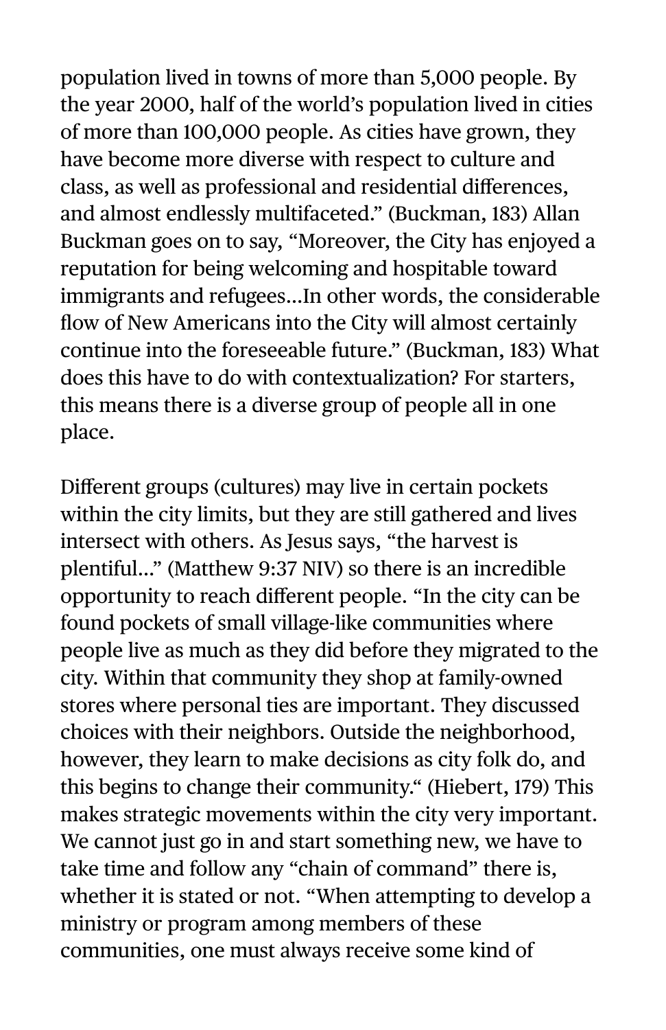population lived in towns of more than 5,000 people. By the year 2000, half of the world's population lived in cities of more than 100,000 people. As cities have grown, they have become more diverse with respect to culture and class, as well as professional and residential differences, and almost endlessly multifaceted." (Buckman, 183) Allan Buckman goes on to say, "Moreover, the City has enjoyed a reputation for being welcoming and hospitable toward immigrants and refugees…In other words, the considerable flow of New Americans into the City will almost certainly continue into the foreseeable future." (Buckman, 183) What does this have to do with contextualization? For starters, this means there is a diverse group of people all in one place.

Different groups (cultures) may live in certain pockets within the city limits, but they are still gathered and lives intersect with others. As Jesus says, "the harvest is plentiful…" (Matthew 9:37 NIV) so there is an incredible opportunity to reach different people. "In the city can be found pockets of small village-like communities where people live as much as they did before they migrated to the city. Within that community they shop at family-owned stores where personal ties are important. They discussed choices with their neighbors. Outside the neighborhood, however, they learn to make decisions as city folk do, and this begins to change their community." (Hiebert, 179) This makes strategic movements within the city very important. We cannot just go in and start something new, we have to take time and follow any "chain of command" there is, whether it is stated or not. "When attempting to develop a ministry or program among members of these communities, one must always receive some kind of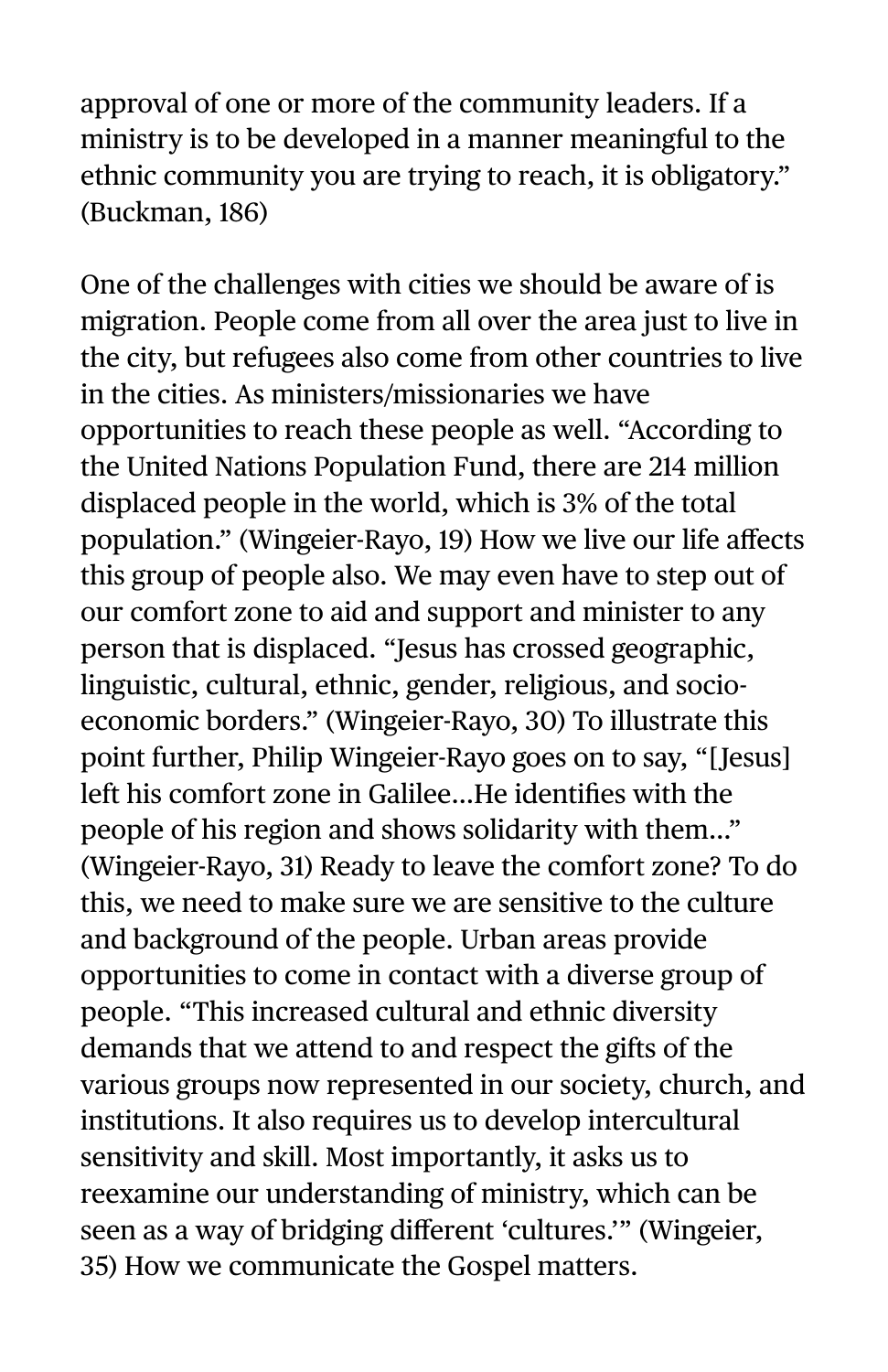approval of one or more of the community leaders. If a ministry is to be developed in a manner meaningful to the ethnic community you are trying to reach, it is obligatory." (Buckman, 186)

One of the challenges with cities we should be aware of is migration. People come from all over the area just to live in the city, but refugees also come from other countries to live in the cities. As ministers/missionaries we have opportunities to reach these people as well. "According to the United Nations Population Fund, there are 214 million displaced people in the world, which is 3% of the total population." (Wingeier-Rayo, 19) How we live our life affects this group of people also. We may even have to step out of our comfort zone to aid and support and minister to any person that is displaced. "Jesus has crossed geographic, linguistic, cultural, ethnic, gender, religious, and socio-economic borders." (Wingeier-Rayo, 30) To illustrate this point further, Philip Wingeier-Rayo goes on to say, "[Jesus] left his comfort zone in Galilee…He identifies with the people of his region and shows solidarity with them…" (Wingeier-Rayo, 31) Ready to leave the comfort zone? To do this, we need to make sure we are sensitive to the culture and background of the people. Urban areas provide opportunities to come in contact with a diverse group of people. "This increased cultural and ethnic diversity demands that we attend to and respect the gifts of the various groups now represented in our society, church, and institutions. It also requires us to develop intercultural sensitivity and skill. Most importantly, it asks us to reexamine our understanding of ministry, which can be seen as a way of bridging different 'cultures.'" (Wingeier, 35) How we communicate the Gospel matters.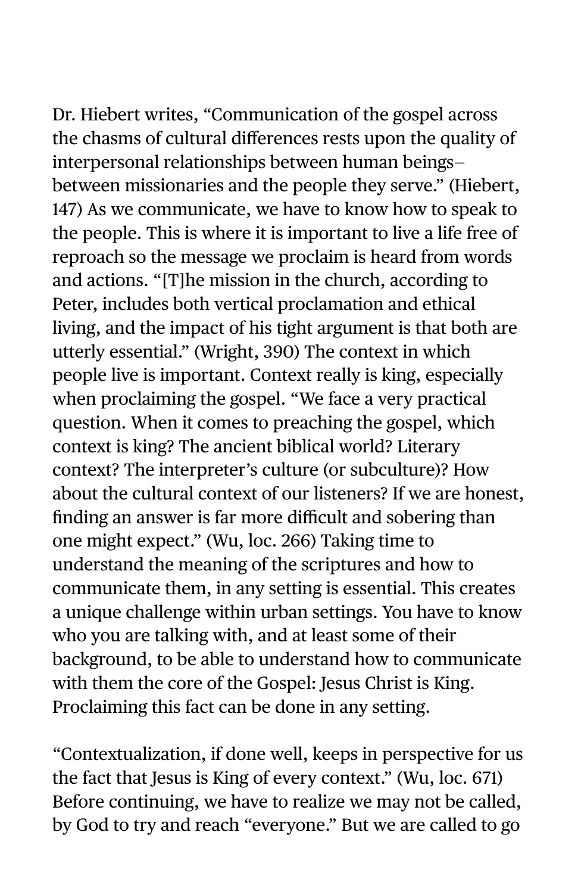Dr. Hiebert writes, “Communication of the gospel across the chasms of cultural differences rests upon the quality of interpersonal relationships between human beings–between missionaries and the people they serve.” (Hiebert, 147) As we communicate, we have to know how to speak to the people. This is where it is important to live a life free of reproach so the message we proclaim is heard from words and actions. “[T]he mission in the church, according to Peter, includes both vertical proclamation and ethical living, and the impact of his tight argument is that both are utterly essential.” (Wright, 390) The context in which people live is important. Context really is king, especially when proclaiming the gospel. “We face a very practical question. When it comes to preaching the gospel, which context is king? The ancient biblical world? Literary context? The interpreter’s culture (or subculture)? How about the cultural context of our listeners? If we are honest, finding an answer is far more difficult and sobering than one might expect.” (Wu, loc. 266) Taking time to understand the meaning of the scriptures and how to communicate them, in any setting is essential. This creates a unique challenge within urban settings. You have to know who you are talking with, and at least some of their background, to be able to understand how to communicate with them the core of the Gospel: Jesus Christ is King. Proclaiming this fact can be done in any setting.

“Contextualization, if done well, keeps in perspective for us the fact that Jesus is King of every context.” (Wu, loc. 671) Before continuing, we have to realize we may not be called, by God to try and reach “everyone.” But we are called to go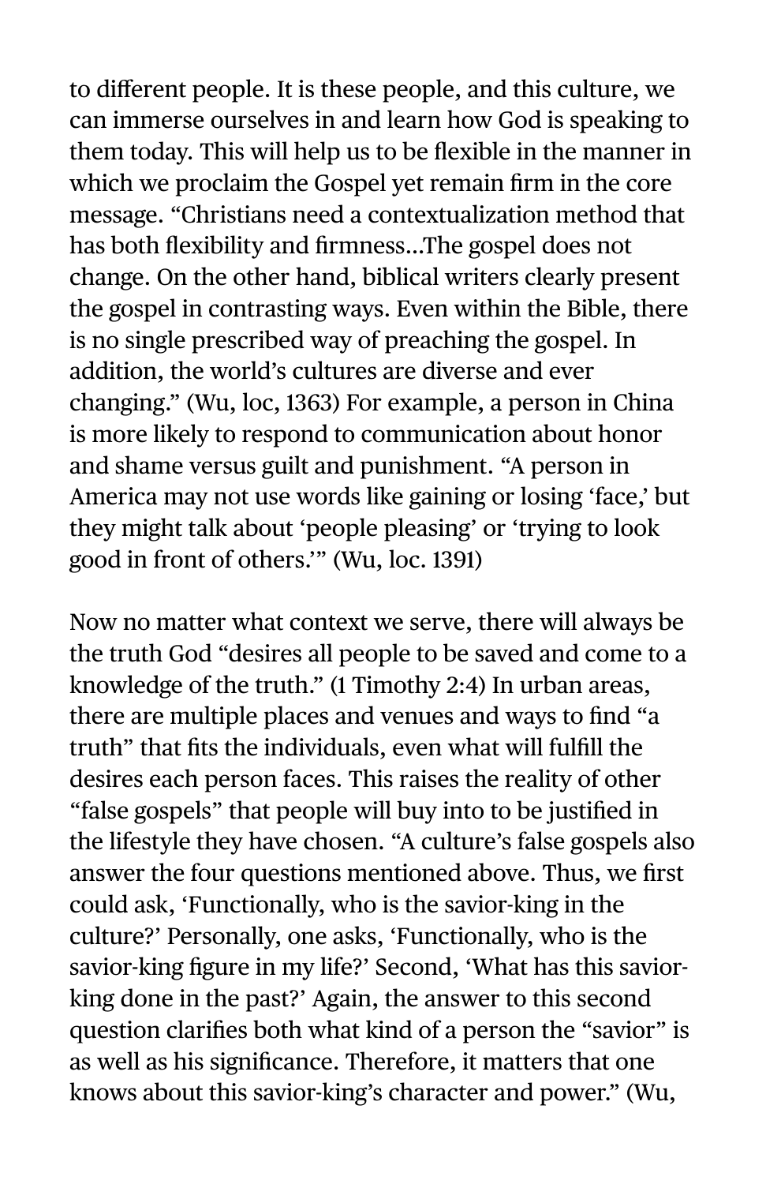to different people. It is these people, and this culture, we can immerse ourselves in and learn how God is speaking to them today. This will help us to be flexible in the manner in which we proclaim the Gospel yet remain firm in the core message. "Christians need a contextualization method that has both flexibility and firmness…The gospel does not change. On the other hand, biblical writers clearly present the gospel in contrasting ways. Even within the Bible, there is no single prescribed way of preaching the gospel. In addition, the world's cultures are diverse and ever changing." (Wu, loc, 1363) For example, a person in China is more likely to respond to communication about honor and shame versus guilt and punishment. "A person in America may not use words like gaining or losing 'face,' but they might talk about 'people pleasing' or 'trying to look good in front of others.'" (Wu, loc. 1391)

Now no matter what context we serve, there will always be the truth God "desires all people to be saved and come to a knowledge of the truth." (1 Timothy 2:4) In urban areas, there are multiple places and venues and ways to find "a truth" that fits the individuals, even what will fulfill the desires each person faces. This raises the reality of other "false gospels" that people will buy into to be justified in the lifestyle they have chosen. "A culture's false gospels also answer the four questions mentioned above. Thus, we first could ask, 'Functionally, who is the savior-king in the culture?' Personally, one asks, 'Functionally, who is the savior-king figure in my life?' Second, 'What has this savior-king done in the past?' Again, the answer to this second question clarifies both what kind of a person the "savior" is as well as his significance. Therefore, it matters that one knows about this savior-king's character and power." (Wu,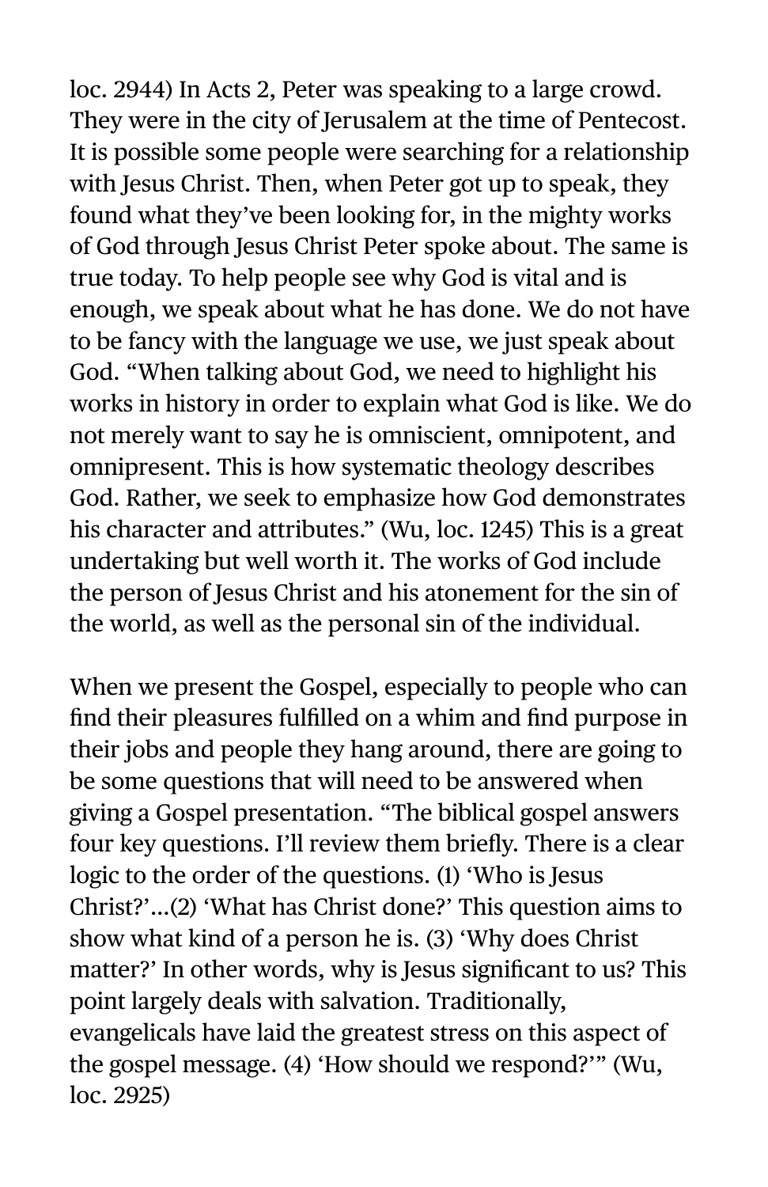loc. 2944) In Acts 2, Peter was speaking to a large crowd. They were in the city of Jerusalem at the time of Pentecost. It is possible some people were searching for a relationship with Jesus Christ. Then, when Peter got up to speak, they found what they've been looking for, in the mighty works of God through Jesus Christ Peter spoke about. The same is true today. To help people see why God is vital and is enough, we speak about what he has done. We do not have to be fancy with the language we use, we just speak about God. "When talking about God, we need to highlight his works in history in order to explain what God is like. We do not merely want to say he is omniscient, omnipotent, and omnipresent. This is how systematic theology describes God. Rather, we seek to emphasize how God demonstrates his character and attributes." (Wu, loc. 1245) This is a great undertaking but well worth it. The works of God include the person of Jesus Christ and his atonement for the sin of the world, as well as the personal sin of the individual.

When we present the Gospel, especially to people who can find their pleasures fulfilled on a whim and find purpose in their jobs and people they hang around, there are going to be some questions that will need to be answered when giving a Gospel presentation. "The biblical gospel answers four key questions. I'll review them briefly. There is a clear logic to the order of the questions. (1) 'Who is Jesus Christ?'...(2) 'What has Christ done?' This question aims to show what kind of a person he is. (3) 'Why does Christ matter?' In other words, why is Jesus significant to us? This point largely deals with salvation. Traditionally, evangelicals have laid the greatest stress on this aspect of the gospel message. (4) 'How should we respond?'" (Wu, loc. 2925)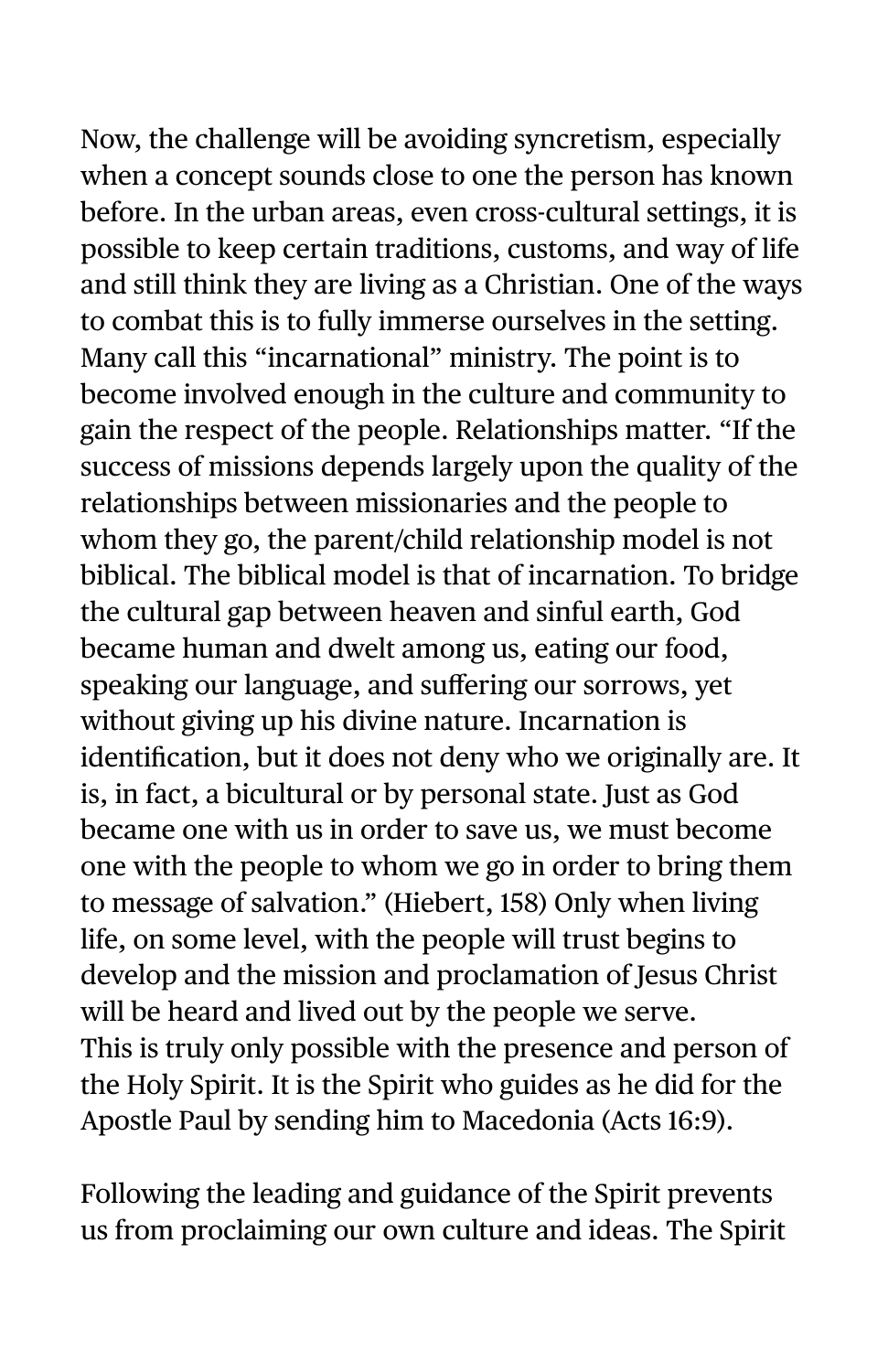Now, the challenge will be avoiding syncretism, especially when a concept sounds close to one the person has known before. In the urban areas, even cross-cultural settings, it is possible to keep certain traditions, customs, and way of life and still think they are living as a Christian. One of the ways to combat this is to fully immerse ourselves in the setting. Many call this "incarnational" ministry. The point is to become involved enough in the culture and community to gain the respect of the people. Relationships matter. "If the success of missions depends largely upon the quality of the relationships between missionaries and the people to whom they go, the parent/child relationship model is not biblical. The biblical model is that of incarnation. To bridge the cultural gap between heaven and sinful earth, God became human and dwelt among us, eating our food, speaking our language, and suffering our sorrows, yet without giving up his divine nature. Incarnation is identification, but it does not deny who we originally are. It is, in fact, a bicultural or by personal state. Just as God became one with us in order to save us, we must become one with the people to whom we go in order to bring them to message of salvation." (Hiebert, 158) Only when living life, on some level, with the people will trust begins to develop and the mission and proclamation of Jesus Christ will be heard and lived out by the people we serve.
This is truly only possible with the presence and person of the Holy Spirit. It is the Spirit who guides as he did for the Apostle Paul by sending him to Macedonia (Acts 16:9).

Following the leading and guidance of the Spirit prevents us from proclaiming our own culture and ideas. The Spirit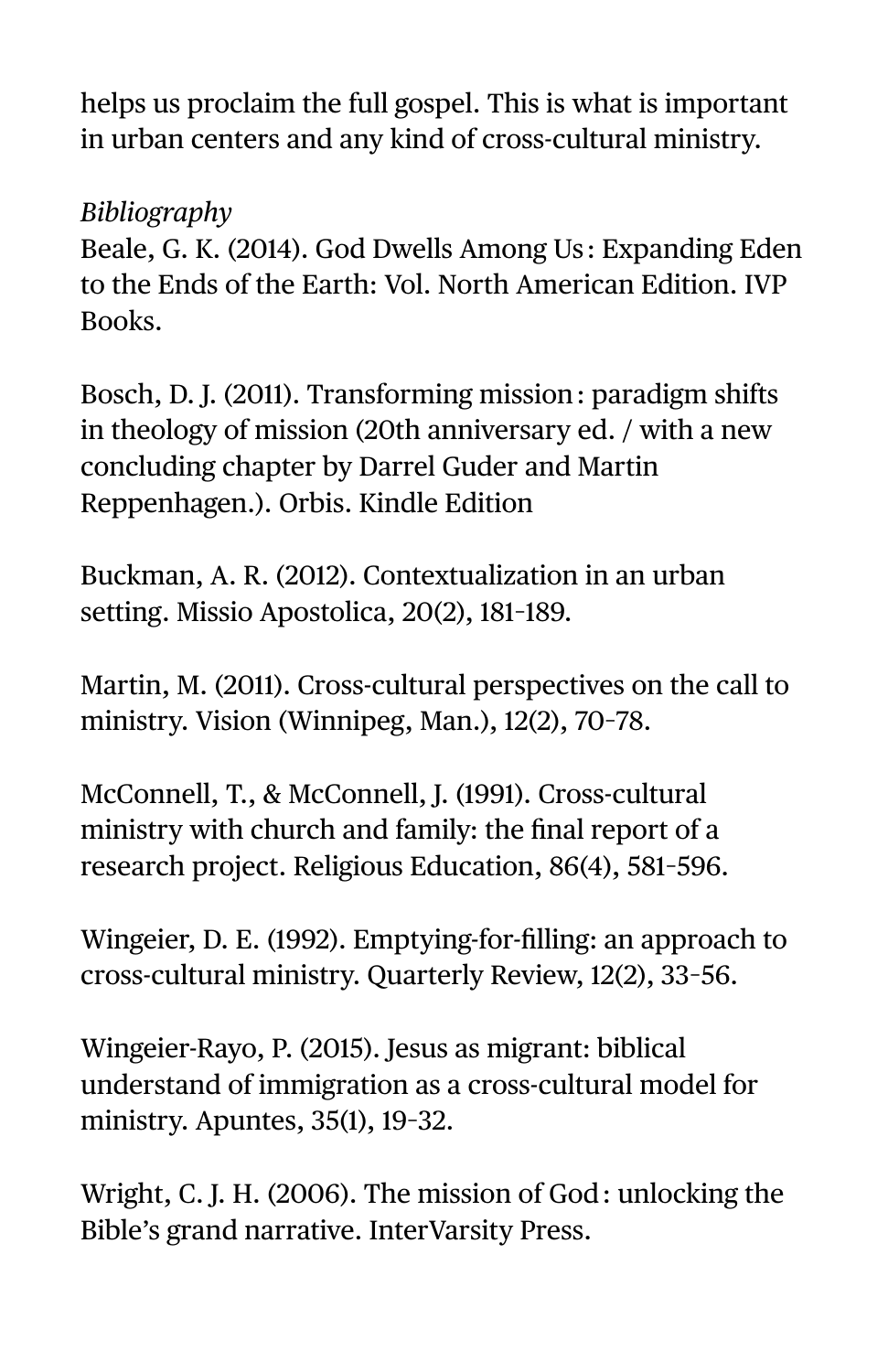helps us proclaim the full gospel. This is what is important in urban centers and any kind of cross-cultural ministry.

*Bibliography*

Beale, G. K. (2014). God Dwells Among Us : Expanding Eden to the Ends of the Earth: Vol. North American Edition. IVP Books.

Bosch, D. J. (2011). Transforming mission : paradigm shifts in theology of mission (20th anniversary ed. / with a new concluding chapter by Darrel Guder and Martin Reppenhagen.). Orbis. Kindle Edition

Buckman, A. R. (2012). Contextualization in an urban setting. Missio Apostolica, 20(2), 181–189.

Martin, M. (2011). Cross-cultural perspectives on the call to ministry. Vision (Winnipeg, Man.), 12(2), 70–78.

McConnell, T., & McConnell, J. (1991). Cross-cultural ministry with church and family: the final report of a research project. Religious Education, 86(4), 581–596.

Wingeier, D. E. (1992). Emptying-for-filling: an approach to cross-cultural ministry. Quarterly Review, 12(2), 33–56.

Wingeier-Rayo, P. (2015). Jesus as migrant: biblical understand of immigration as a cross-cultural model for ministry. Apuntes, 35(1), 19–32.

Wright, C. J. H. (2006). The mission of God : unlocking the Bible's grand narrative. InterVarsity Press.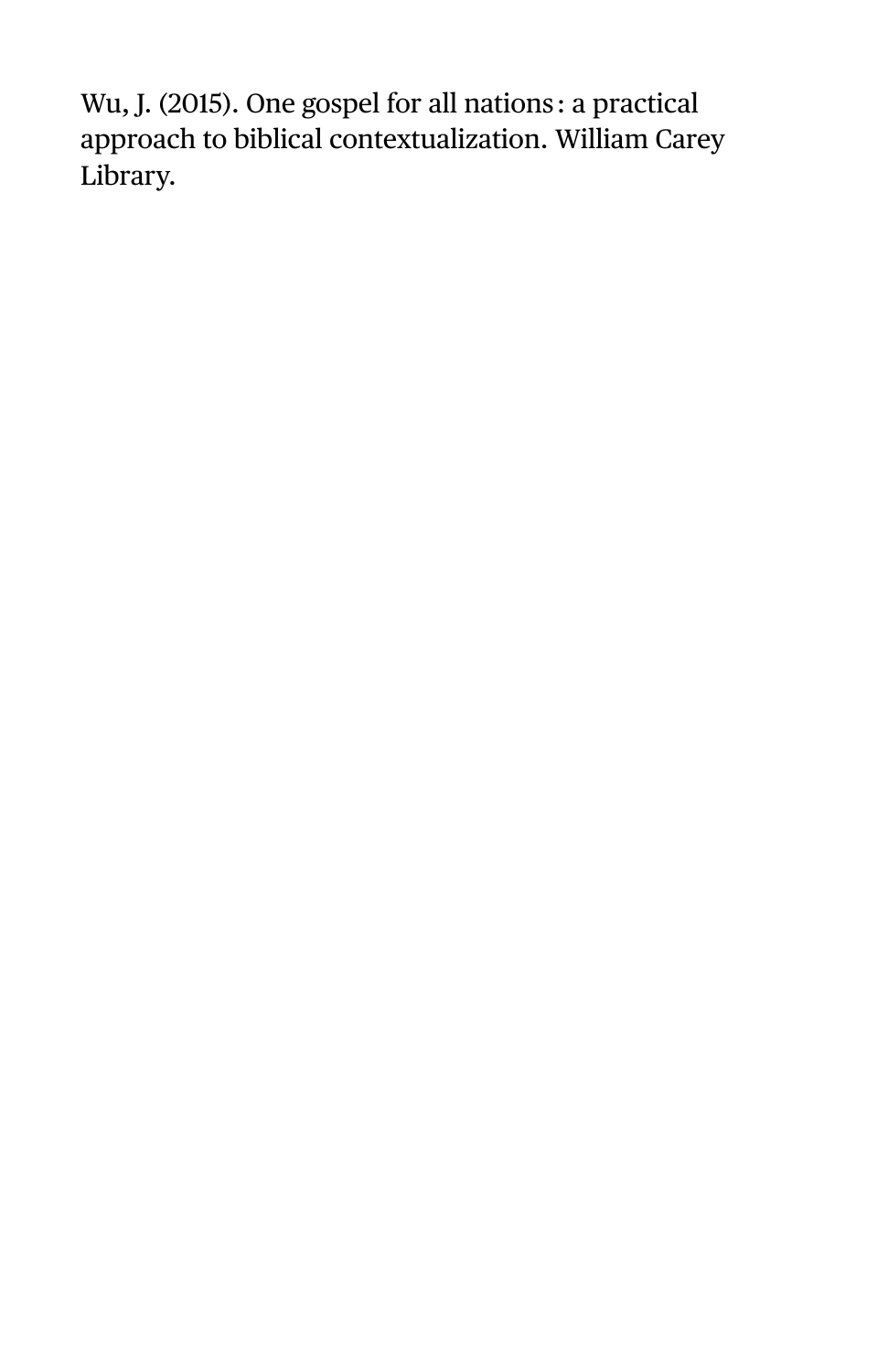Wu, J. (2015). One gospel for all nations : a practical approach to biblical contextualization. William Carey Library.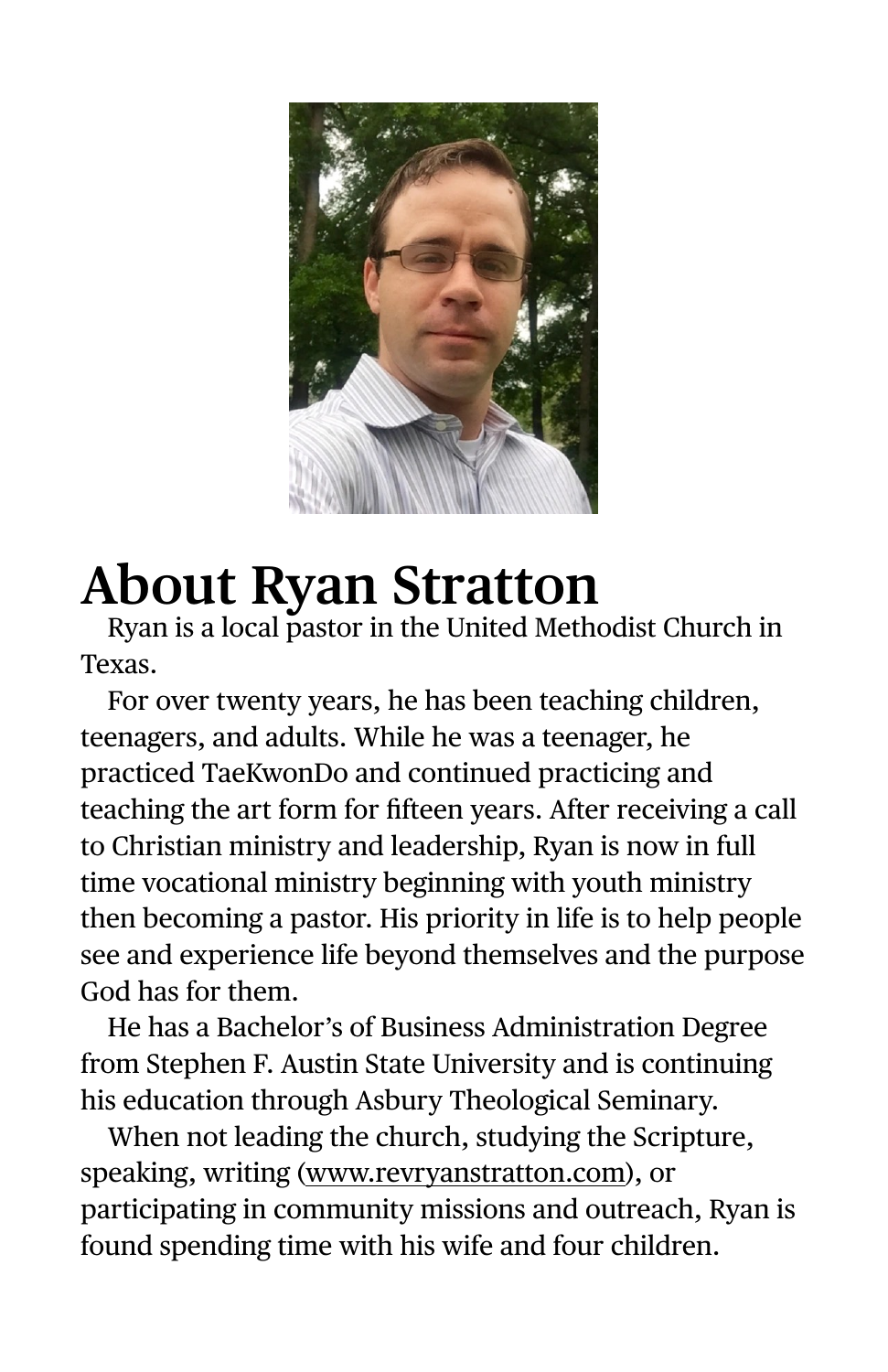# About Ryan Stratton

Ryan is a local pastor in the United Methodist Church in Texas.

For over twenty years, he has been teaching children, teenagers, and adults. While he was a teenager, he practiced TaeKwonDo and continued practicing and teaching the art form for fifteen years. After receiving a call to Christian ministry and leadership, Ryan is now in full time vocational ministry beginning with youth ministry then becoming a pastor. His priority in life is to help people see and experience life beyond themselves and the purpose God has for them.

He has a Bachelor's of Business Administration Degree from Stephen F. Austin State University and is continuing his education through Asbury Theological Seminary.

When not leading the church, studying the Scripture, speaking, writing (www.revryanstratton.com), or participating in community missions and outreach, Ryan is found spending time with his wife and four children.